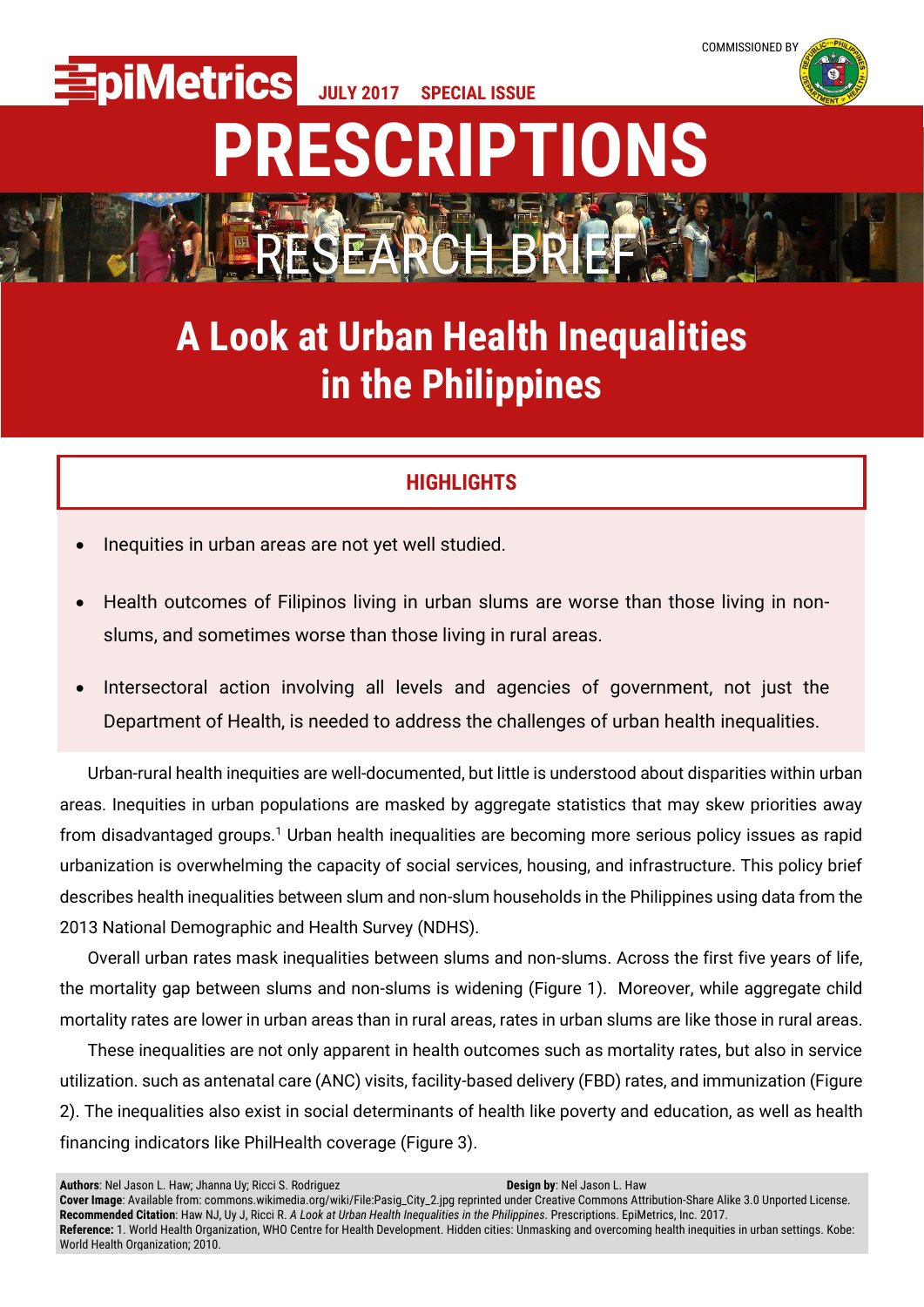EpiMetrics JULY 2017 SPECIAL ISSUE

COMMISSIONED BY

# PRESCRIPTIONS

RESEARCH BRIEF

# A Look at Urban Health Inequalities in the Philippines

## HIGHLIGHTS

- Inequities in urban areas are not yet well studied.
- Health outcomes of Filipinos living in urban slums are worse than those living in non-slums, and sometimes worse than those living in rural areas.
- Intersectoral action involving all levels and agencies of government, not just the Department of Health, is needed to address the challenges of urban health inequalities.

Urban-rural health inequities are well-documented, but little is understood about disparities within urban areas. Inequities in urban populations are masked by aggregate statistics that may skew priorities away from disadvantaged groups.[1] Urban health inequalities are becoming more serious policy issues as rapid urbanization is overwhelming the capacity of social services, housing, and infrastructure. This policy brief describes health inequalities between slum and non-slum households in the Philippines using data from the 2013 National Demographic and Health Survey (NDHS).

Overall urban rates mask inequalities between slums and non-slums. Across the first five years of life, the mortality gap between slums and non-slums is widening (Figure 1). Moreover, while aggregate child mortality rates are lower in urban areas than in rural areas, rates in urban slums are like those in rural areas.

These inequalities are not only apparent in health outcomes such as mortality rates, but also in service utilization. such as antenatal care (ANC) visits, facility-based delivery (FBD) rates, and immunization (Figure 2). The inequalities also exist in social determinants of health like poverty and education, as well as health financing indicators like PhilHealth coverage (Figure 3).

**Authors**: Nel Jason L. Haw; Jhanna Uy; Ricci S. Rodriguez **Design by**: Nel Jason L. Haw
**Cover Image**: Available from: commons.wikimedia.org/wiki/File:Pasig_City_2.jpg reprinted under Creative Commons Attribution-Share Alike 3.0 Unported License.
**Recommended Citation**: Haw NJ, Uy J, Ricci R. *A Look at Urban Health Inequalities in the Philippines*. Prescriptions. EpiMetrics, Inc. 2017.
**Reference:** 1. World Health Organization, WHO Centre for Health Development. Hidden cities: Unmasking and overcoming health inequities in urban settings. Kobe: World Health Organization; 2010.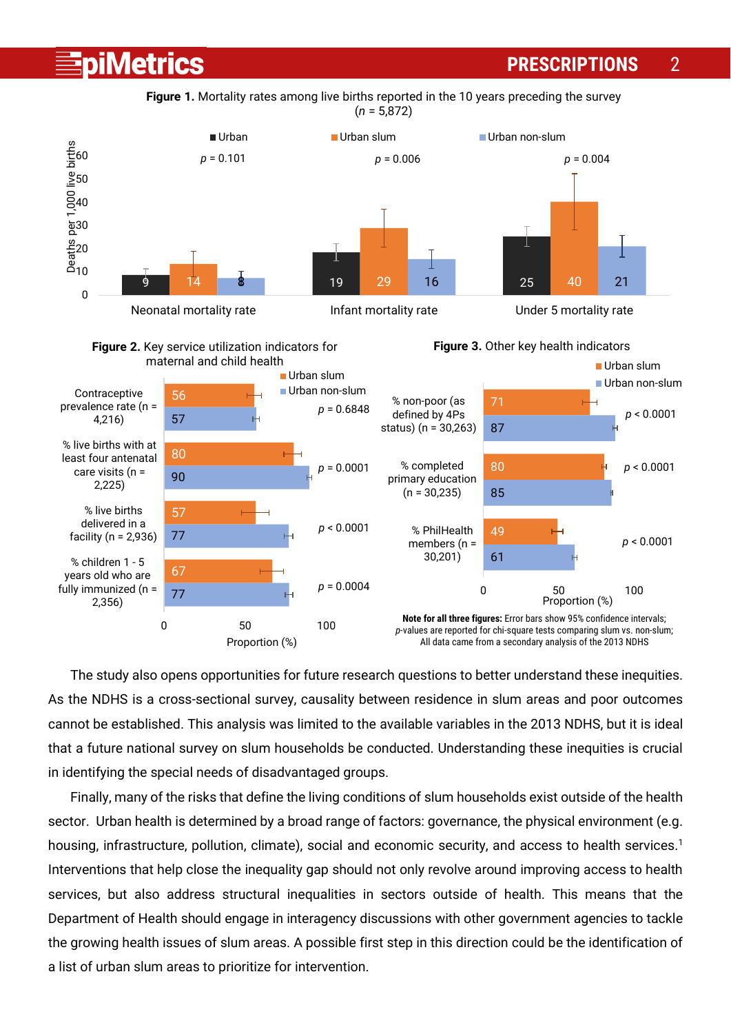**Figure 1.** Mortality rates among live births reported in the 10 years preceding the survey ($n$ = 5,872)

Urban
Urban slum
Urban non-slum

Deaths per 1,000 live births

0
10
20
30
40
50
60

$p$ = 0.101
$p$ = 0.006
$p$ = 0.004

9
14
8
19
29
16
25
40
21

Neonatal mortality rate
Infant mortality rate
Under 5 mortality rate

**Figure 2.** Key service utilization indicators for maternal and child health

Urban slum
Urban non-slum

Contraceptive prevalence rate (n = 4,216)
56
57
$p$ = 0.6848

% live births with at least four antenatal care visits (n = 2,225)
80
90
$p$ = 0.0001

% live births delivered in a facility (n = 2,936)
57
77
$p$ < 0.0001

% children 1 - 5 years old who are fully immunized (n = 2,356)
67
77
$p$ = 0.0004

0
50
100
Proportion (%)

**Figure 3.** Other key health indicators

Urban slum
Urban non-slum

% non-poor (as defined by 4Ps status) (n = 30,263)
71
87
$p$ < 0.0001

% completed primary education (n = 30,235)
80
85
$p$ < 0.0001

% PhilHealth members (n = 30,201)
49
61
$p$ < 0.0001

0
50
100
Proportion (%)

**Note for all three figures:** Error bars show 95% confidence intervals; $p$-values are reported for chi-square tests comparing slum vs. non-slum; All data came from a secondary analysis of the 2013 NDHS

The study also opens opportunities for future research questions to better understand these inequities. As the NDHS is a cross-sectional survey, causality between residence in slum areas and poor outcomes cannot be established. This analysis was limited to the available variables in the 2013 NDHS, but it is ideal that a future national survey on slum households be conducted. Understanding these inequities is crucial in identifying the special needs of disadvantaged groups.

Finally, many of the risks that define the living conditions of slum households exist outside of the health sector. Urban health is determined by a broad range of factors: governance, the physical environment (e.g. housing, infrastructure, pollution, climate), social and economic security, and access to health services.[1] Interventions that help close the inequality gap should not only revolve around improving access to health services, but also address structural inequalities in sectors outside of health. This means that the Department of Health should engage in interagency discussions with other government agencies to tackle the growing health issues of slum areas. A possible first step in this direction could be the identification of a list of urban slum areas to prioritize for intervention.